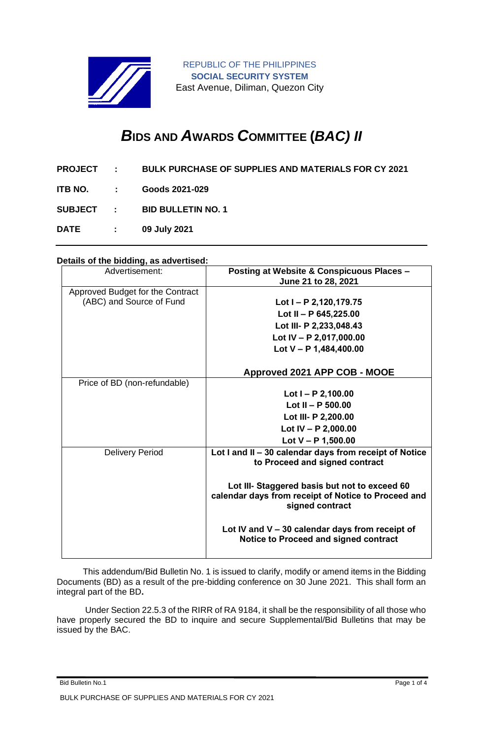REPUBLIC OF THE PHILIPPINES
**SOCIAL SECURITY SYSTEM**
East Avenue, Diliman, Quezon City

# *B*IDS AND *A*WARDS *C*OMMITTEE (*BAC) II*

**PROJECT : BULK PURCHASE OF SUPPLIES AND MATERIALS FOR CY 2021**

**ITB NO. : Goods 2021-029**

**SUBJECT : BID BULLETIN NO. 1**

**DATE : 09 July 2021**

---

**Details of the bidding, as advertised:**

| Advertisement: | **Posting at Website & Conspicuous Places – June 21 to 28, 2021** |
|---|---|
| Approved Budget for the Contract (ABC) and Source of Fund | **Lot I – P 2,120,179.75**<br>**Lot II – P 645,225.00**<br>**Lot III- P 2,233,048.43**<br>**Lot IV – P 2,017,000.00**<br>**Lot V – P 1,484,400.00**<br><br>**Approved 2021 APP COB - MOOE** |
| Price of BD (non-refundable) | **Lot I – P 2,100.00**<br>**Lot II – P 500.00**<br>**Lot III- P 2,200.00**<br>**Lot IV – P 2,000.00**<br>**Lot V – P 1,500.00** |
| Delivery Period | **Lot I and II – 30 calendar days from receipt of Notice to Proceed and signed contract**<br><br>**Lot III- Staggered basis but not to exceed 60 calendar days from receipt of Notice to Proceed and signed contract**<br><br>**Lot IV and V – 30 calendar days from receipt of Notice to Proceed and signed contract** |

This addendum/Bid Bulletin No. 1 is issued to clarify, modify or amend items in the Bidding Documents (BD) as a result of the pre-bidding conference on 30 June 2021. This shall form an integral part of the BD**.**

Under Section 22.5.3 of the RIRR of RA 9184, it shall be the responsibility of all those who have properly secured the BD to inquire and secure Supplemental/Bid Bulletins that may be issued by the BAC.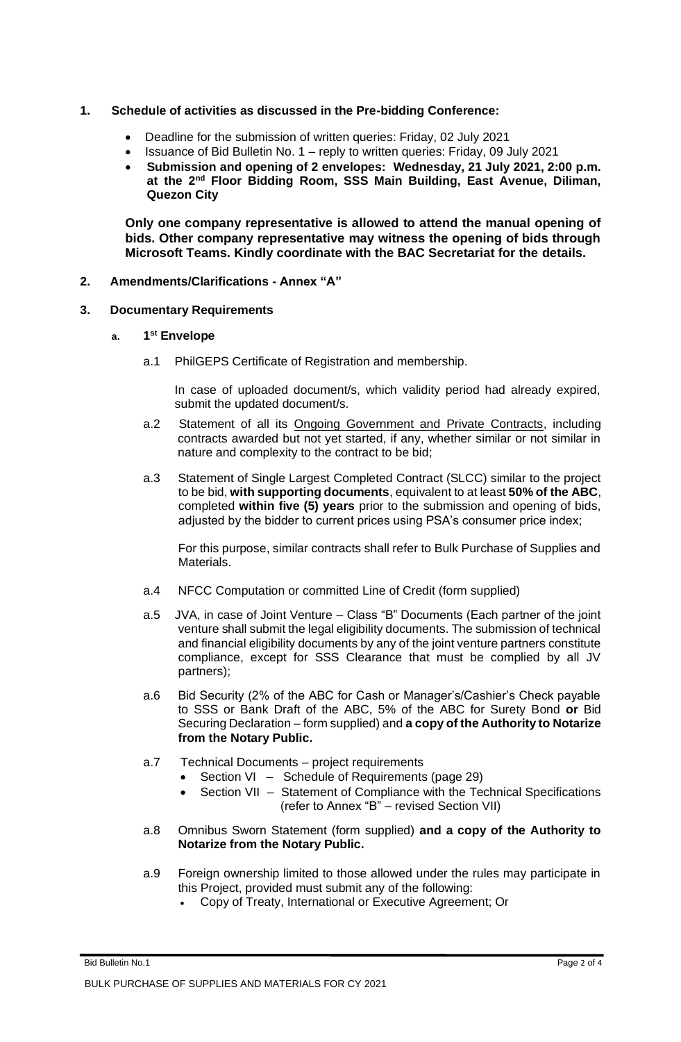1. **Schedule of activities as discussed in the Pre-bidding Conference:**

   - Deadline for the submission of written queries: Friday, 02 July 2021
   - Issuance of Bid Bulletin No. 1 – reply to written queries: Friday, 09 July 2021
   - **Submission and opening of 2 envelopes: Wednesday, 21 July 2021, 2:00 p.m. at the 2nd Floor Bidding Room, SSS Main Building, East Avenue, Diliman, Quezon City**

   **Only one company representative is allowed to attend the manual opening of bids. Other company representative may witness the opening of bids through Microsoft Teams. Kindly coordinate with the BAC Secretariat for the details.**

2. **Amendments/Clarifications - Annex "A"**

3. **Documentary Requirements**

   a. **1st Envelope**

   a.1 PhilGEPS Certificate of Registration and membership.

   In case of uploaded document/s, which validity period had already expired, submit the updated document/s.

   a.2 Statement of all its Ongoing Government and Private Contracts, including contracts awarded but not yet started, if any, whether similar or not similar in nature and complexity to the contract to be bid;

   a.3 Statement of Single Largest Completed Contract (SLCC) similar to the project to be bid, **with supporting documents**, equivalent to at least **50% of the ABC**, completed **within five (5) years** prior to the submission and opening of bids, adjusted by the bidder to current prices using PSA's consumer price index;

   For this purpose, similar contracts shall refer to Bulk Purchase of Supplies and Materials.

   a.4 NFCC Computation or committed Line of Credit (form supplied)

   a.5 JVA, in case of Joint Venture – Class "B" Documents (Each partner of the joint venture shall submit the legal eligibility documents. The submission of technical and financial eligibility documents by any of the joint venture partners constitute compliance, except for SSS Clearance that must be complied by all JV partners);

   a.6 Bid Security (2% of the ABC for Cash or Manager's/Cashier's Check payable to SSS or Bank Draft of the ABC, 5% of the ABC for Surety Bond **or** Bid Securing Declaration – form supplied) and **a copy of the Authority to Notarize from the Notary Public.**

   a.7 Technical Documents – project requirements
   - Section VI – Schedule of Requirements (page 29)
   - Section VII – Statement of Compliance with the Technical Specifications (refer to Annex "B" – revised Section VII)

   a.8 Omnibus Sworn Statement (form supplied) **and a copy of the Authority to Notarize from the Notary Public.**

   a.9 Foreign ownership limited to those allowed under the rules may participate in this Project, provided must submit any of the following:
   - Copy of Treaty, International or Executive Agreement; Or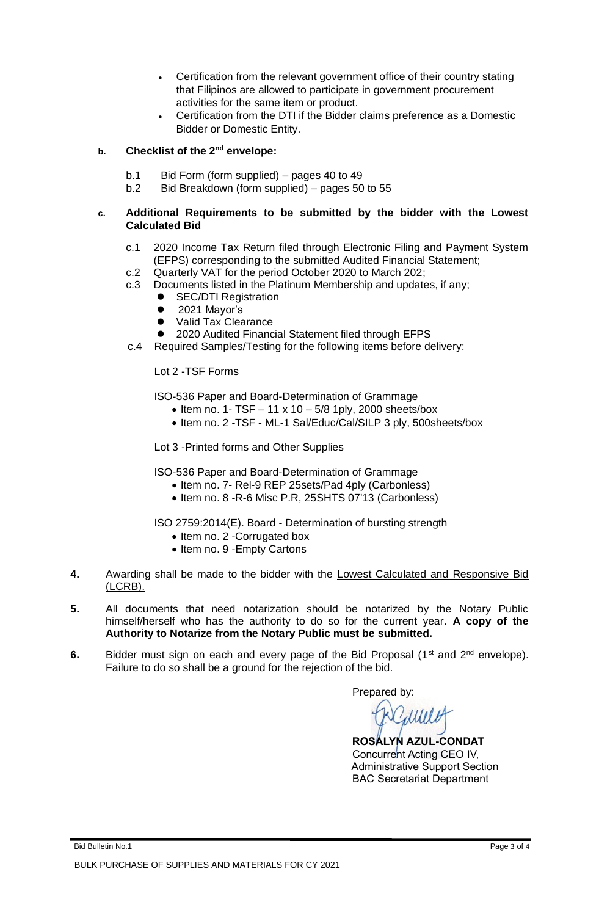- Certification from the relevant government office of their country stating that Filipinos are allowed to participate in government procurement activities for the same item or product.
- Certification from the DTI if the Bidder claims preference as a Domestic Bidder or Domestic Entity.

**b. Checklist of the 2nd envelope:**

b.1 Bid Form (form supplied) – pages 40 to 49
b.2 Bid Breakdown (form supplied) – pages 50 to 55

**c. Additional Requirements to be submitted by the bidder with the Lowest Calculated Bid**

c.1 2020 Income Tax Return filed through Electronic Filing and Payment System (EFPS) corresponding to the submitted Audited Financial Statement;
c.2 Quarterly VAT for the period October 2020 to March 202;
c.3 Documents listed in the Platinum Membership and updates, if any;

- SEC/DTI Registration
- 2021 Mayor's
- Valid Tax Clearance
- 2020 Audited Financial Statement filed through EFPS

c.4 Required Samples/Testing for the following items before delivery:

Lot 2 -TSF Forms

ISO-536 Paper and Board-Determination of Grammage

- Item no. 1- TSF – 11 x 10 – 5/8 1ply, 2000 sheets/box
- Item no. 2 -TSF - ML-1 Sal/Educ/Cal/SILP 3 ply, 500sheets/box

Lot 3 -Printed forms and Other Supplies

ISO-536 Paper and Board-Determination of Grammage

- Item no. 7- Rel-9 REP 25sets/Pad 4ply (Carbonless)
- Item no. 8 -R-6 Misc P.R, 25SHTS 07'13 (Carbonless)

ISO 2759:2014(E). Board - Determination of bursting strength

- Item no. 2 -Corrugated box
- Item no. 9 -Empty Cartons

**4.** Awarding shall be made to the bidder with the Lowest Calculated and Responsive Bid (LCRB).

**5.** All documents that need notarization should be notarized by the Notary Public himself/herself who has the authority to do so for the current year. **A copy of the Authority to Notarize from the Notary Public must be submitted.**

**6.** Bidder must sign on each and every page of the Bid Proposal (1st and 2nd envelope). Failure to do so shall be a ground for the rejection of the bid.

Prepared by:

**ROSALYN AZUL-CONDAT**
Concurrent Acting CEO IV,
Administrative Support Section
BAC Secretariat Department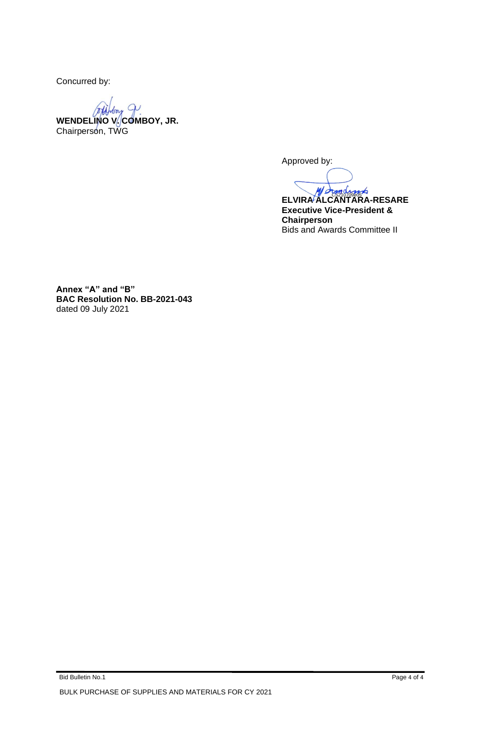Concurred by:

**WENDELINO V. COMBOY, JR.**
Chairperson, TWG

Approved by:

**ELVIRA ALCANTARA-RESARE**
**Executive Vice-President &**
**Chairperson**
Bids and Awards Committee II

**Annex "A" and "B"**
**BAC Resolution No. BB-2021-043**
dated 09 July 2021